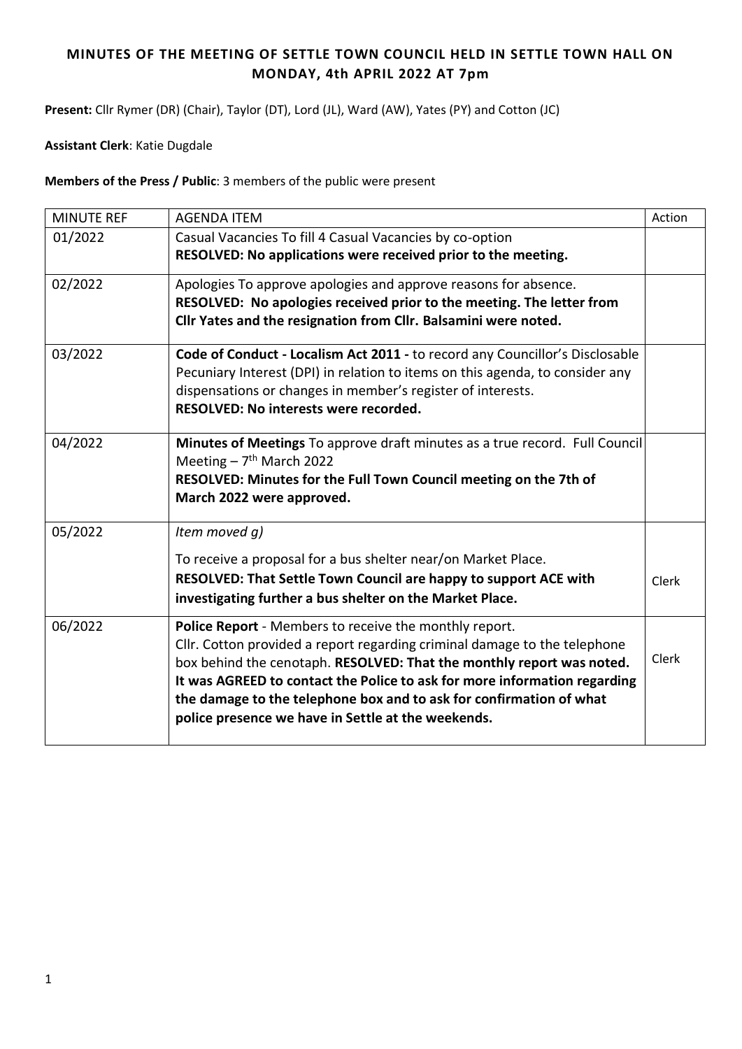# MINUTES OF THE MEETING OF SETTLE TOWN COUNCIL HELD IN SETTLE TOWN HALL ON MONDAY, 4th APRIL 2022 AT 7pm

**Present:** Cllr Rymer (DR) (Chair), Taylor (DT), Lord (JL), Ward (AW), Yates (PY) and Cotton (JC)

**Assistant Clerk**: Katie Dugdale

**Members of the Press / Public**: 3 members of the public were present

| MINUTE REF | AGENDA ITEM | Action |
| --- | --- | --- |
| 01/2022 | Casual Vacancies To fill 4 Casual Vacancies by co-option<br>**RESOLVED: No applications were received prior to the meeting.** | |
| 02/2022 | Apologies To approve apologies and approve reasons for absence.<br>**RESOLVED: No apologies received prior to the meeting. The letter from Cllr Yates and the resignation from Cllr. Balsamini were noted.** | |
| 03/2022 | **Code of Conduct - Localism Act 2011 -** to record any Councillor's Disclosable Pecuniary Interest (DPI) in relation to items on this agenda, to consider any dispensations or changes in member's register of interests.<br>**RESOLVED: No interests were recorded.** | |
| 04/2022 | **Minutes of Meetings** To approve draft minutes as a true record. Full Council Meeting – 7th March 2022<br>**RESOLVED: Minutes for the Full Town Council meeting on the 7th of March 2022 were approved.** | |
| 05/2022 | *Item moved g)*<br>To receive a proposal for a bus shelter near/on Market Place.<br>**RESOLVED: That Settle Town Council are happy to support ACE with investigating further a bus shelter on the Market Place.** | Clerk |
| 06/2022 | **Police Report** - Members to receive the monthly report.<br>Cllr. Cotton provided a report regarding criminal damage to the telephone box behind the cenotaph. **RESOLVED: That the monthly report was noted. It was AGREED to contact the Police to ask for more information regarding the damage to the telephone box and to ask for confirmation of what police presence we have in Settle at the weekends.** | Clerk |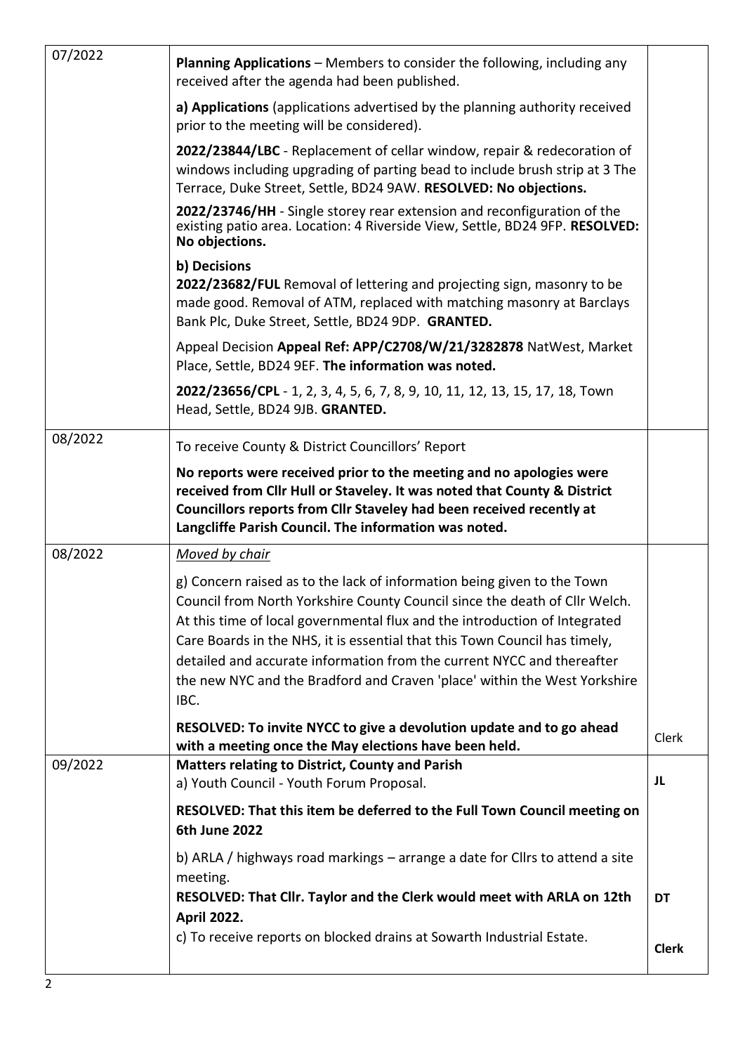| | | |
|---|---|---|
| 07/2022 | **Planning Applications** – Members to consider the following, including any received after the agenda had been published.<br><br>**a) Applications** (applications advertised by the planning authority received prior to the meeting will be considered).<br><br>**2022/23844/LBC** - Replacement of cellar window, repair & redecoration of windows including upgrading of parting bead to include brush strip at 3 The Terrace, Duke Street, Settle, BD24 9AW. **RESOLVED: No objections.**<br><br>**2022/23746/HH** - Single storey rear extension and reconfiguration of the existing patio area. Location: 4 Riverside View, Settle, BD24 9FP. **RESOLVED: No objections.**<br><br>**b) Decisions**<br>**2022/23682/FUL** Removal of lettering and projecting sign, masonry to be made good. Removal of ATM, replaced with matching masonry at Barclays Bank Plc, Duke Street, Settle, BD24 9DP. **GRANTED.**<br><br>Appeal Decision **Appeal Ref: APP/C2708/W/21/3282878** NatWest, Market Place, Settle, BD24 9EF. **The information was noted.**<br><br>**2022/23656/CPL** - 1, 2, 3, 4, 5, 6, 7, 8, 9, 10, 11, 12, 13, 15, 17, 18, Town Head, Settle, BD24 9JB. **GRANTED.** | |
| 08/2022 | To receive County & District Councillors' Report<br><br>**No reports were received prior to the meeting and no apologies were received from Cllr Hull or Staveley. It was noted that County & District Councillors reports from Cllr Staveley had been received recently at Langcliffe Parish Council. The information was noted.** | |
| 08/2022 | *Moved by chair*<br><br>g) Concern raised as to the lack of information being given to the Town Council from North Yorkshire County Council since the death of Cllr Welch. At this time of local governmental flux and the introduction of Integrated Care Boards in the NHS, it is essential that this Town Council has timely, detailed and accurate information from the current NYCC and thereafter the new NYC and the Bradford and Craven 'place' within the West Yorkshire IBC.<br><br>**RESOLVED: To invite NYCC to give a devolution update and to go ahead with a meeting once the May elections have been held.** | Clerk |
| 09/2022 | **Matters relating to District, County and Parish**<br>a) Youth Council - Youth Forum Proposal.<br><br>**RESOLVED: That this item be deferred to the Full Town Council meeting on 6th June 2022**<br><br>b) ARLA / highways road markings – arrange a date for Cllrs to attend a site meeting.<br>**RESOLVED: That Cllr. Taylor and the Clerk would meet with ARLA on 12th April 2022.**<br>c) To receive reports on blocked drains at Sowarth Industrial Estate. | **JL**<br><br><br><br>**DT**<br><br>**Clerk** |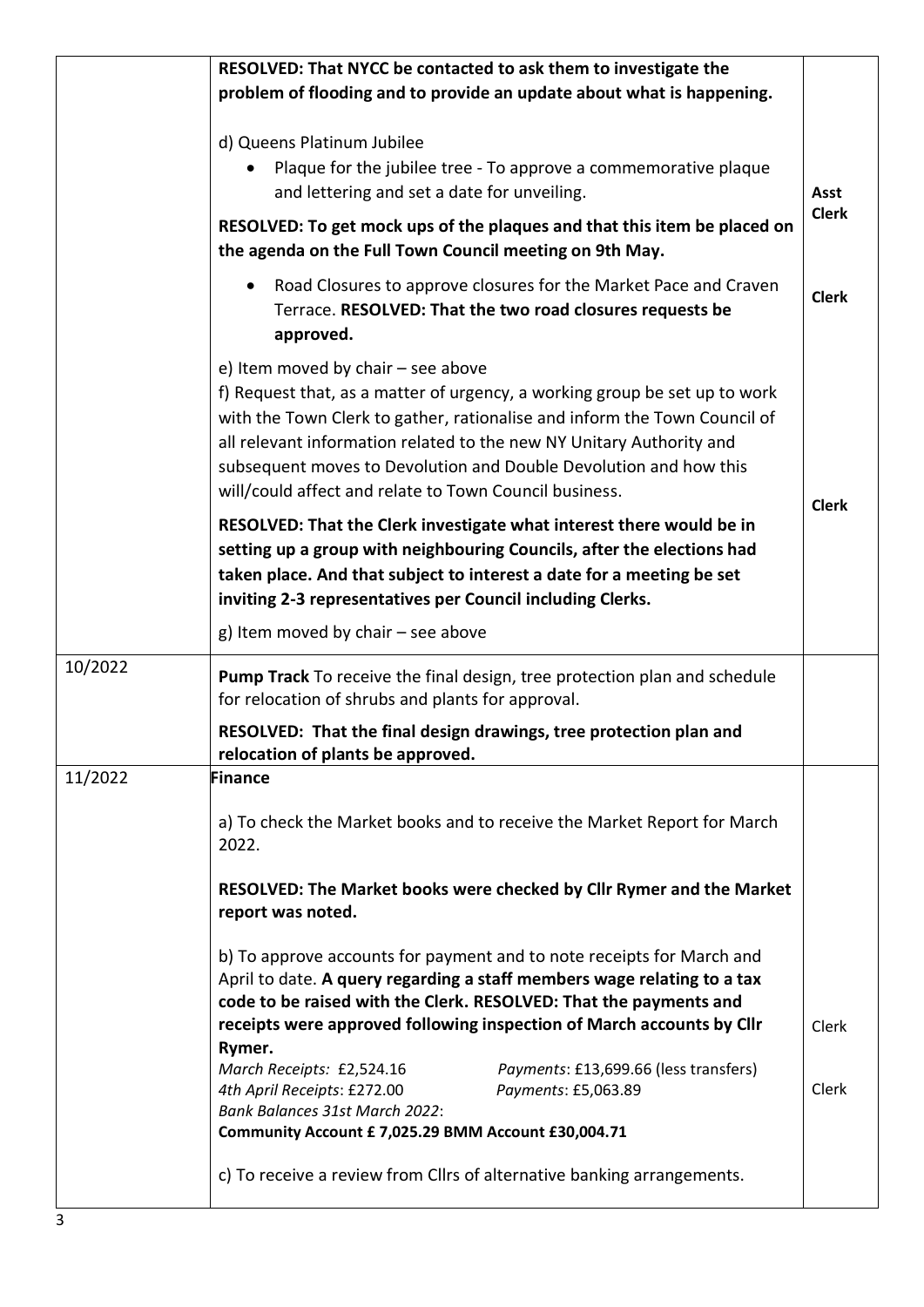| | | |
|---|---|---|
| | **RESOLVED: That NYCC be contacted to ask them to investigate the problem of flooding and to provide an update about what is happening.** | |
| | d) Queens Platinum Jubilee<br>• Plaque for the jubilee tree - To approve a commemorative plaque and lettering and set a date for unveiling.<br>**RESOLVED: To get mock ups of the plaques and that this item be placed on the agenda on the Full Town Council meeting on 9th May.** | **Asst Clerk** |
| | • Road Closures to approve closures for the Market Pace and Craven Terrace. **RESOLVED: That the two road closures requests be approved.** | **Clerk** |
| | e) Item moved by chair – see above<br>f) Request that, as a matter of urgency, a working group be set up to work with the Town Clerk to gather, rationalise and inform the Town Council of all relevant information related to the new NY Unitary Authority and subsequent moves to Devolution and Double Devolution and how this will/could affect and relate to Town Council business.<br>**RESOLVED: That the Clerk investigate what interest there would be in setting up a group with neighbouring Councils, after the elections had taken place. And that subject to interest a date for a meeting be set inviting 2-3 representatives per Council including Clerks.**<br>g) Item moved by chair – see above | **Clerk** |
| 10/2022 | **Pump Track** To receive the final design, tree protection plan and schedule for relocation of shrubs and plants for approval.<br>**RESOLVED: That the final design drawings, tree protection plan and relocation of plants be approved.** | |
| 11/2022 | **Finance**<br>a) To check the Market books and to receive the Market Report for March 2022.<br>**RESOLVED: The Market books were checked by Cllr Rymer and the Market report was noted.**<br>b) To approve accounts for payment and to note receipts for March and April to date. **A query regarding a staff members wage relating to a tax code to be raised with the Clerk. RESOLVED: That the payments and receipts were approved following inspection of March accounts by Cllr Rymer.**<br>*March Receipts:* £2,524.16 *Payments*: £13,699.66 (less transfers)<br>*4th April Receipts*: £272.00 *Payments*: £5,063.89<br>*Bank Balances 31st March 2022*:<br>**Community Account £ 7,025.29 BMM Account £30,004.71**<br>c) To receive a review from Cllrs of alternative banking arrangements. | Clerk<br><br>Clerk |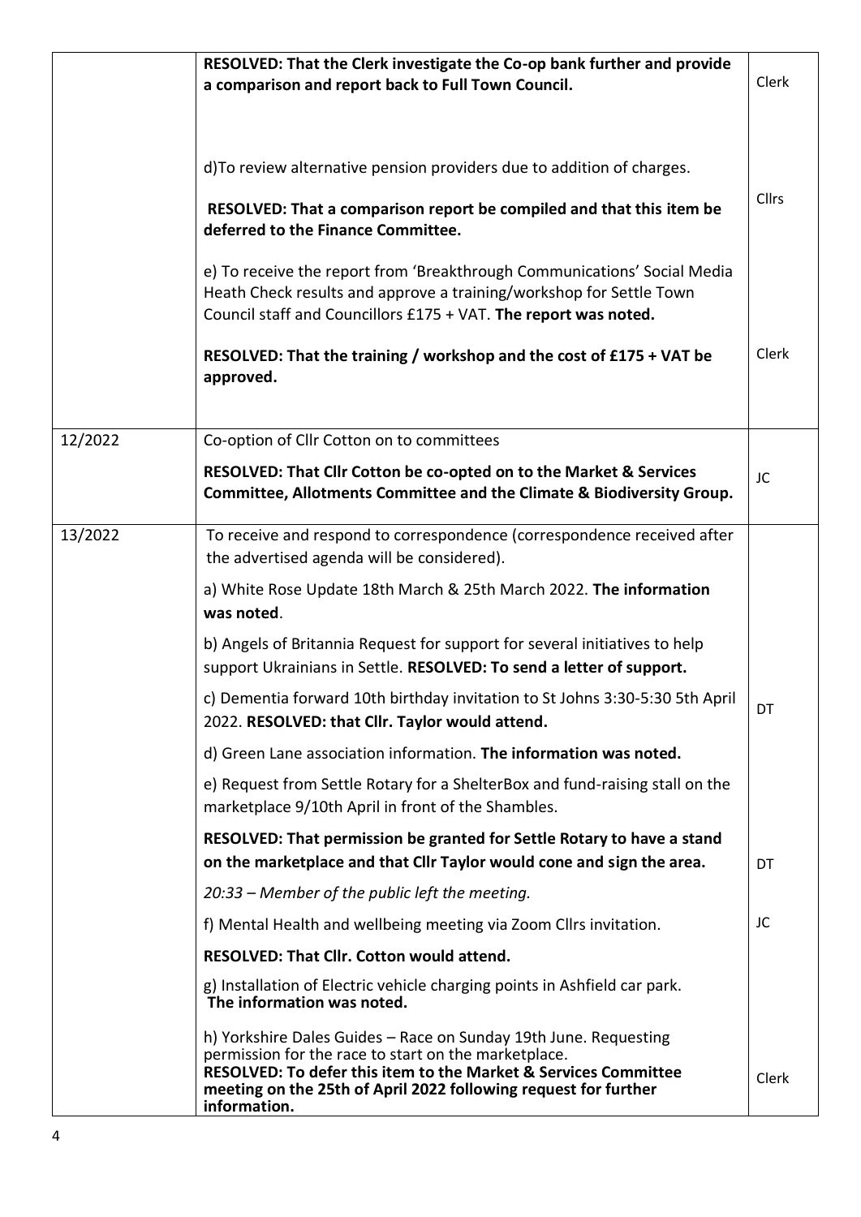| | | |
|---|---|---|
| | **RESOLVED: That the Clerk investigate the Co-op bank further and provide a comparison and report back to Full Town Council.**<br><br>d)To review alternative pension providers due to addition of charges.<br><br>**RESOLVED: That a comparison report be compiled and that this item be deferred to the Finance Committee.**<br><br>e) To receive the report from 'Breakthrough Communications' Social Media Heath Check results and approve a training/workshop for Settle Town Council staff and Councillors £175 + VAT. **The report was noted.**<br><br>**RESOLVED: That the training / workshop and the cost of £175 + VAT be approved.** | Clerk<br><br>Cllrs<br><br>Clerk |
| 12/2022 | Co-option of Cllr Cotton on to committees<br><br>**RESOLVED: That Cllr Cotton be co-opted on to the Market & Services Committee, Allotments Committee and the Climate & Biodiversity Group.** | JC |
| 13/2022 | To receive and respond to correspondence (correspondence received after the advertised agenda will be considered).<br><br>a) White Rose Update 18th March & 25th March 2022. **The information was noted**.<br><br>b) Angels of Britannia Request for support for several initiatives to help support Ukrainians in Settle. **RESOLVED: To send a letter of support.**<br><br>c) Dementia forward 10th birthday invitation to St Johns 3:30-5:30 5th April 2022. **RESOLVED: that Cllr. Taylor would attend.**<br><br>d) Green Lane association information. **The information was noted.**<br><br>e) Request from Settle Rotary for a ShelterBox and fund-raising stall on the marketplace 9/10th April in front of the Shambles.<br><br>**RESOLVED: That permission be granted for Settle Rotary to have a stand on the marketplace and that Cllr Taylor would cone and sign the area.**<br><br>*20:33 – Member of the public left the meeting.*<br><br>f) Mental Health and wellbeing meeting via Zoom Cllrs invitation.<br><br>**RESOLVED: That Cllr. Cotton would attend.**<br><br>g) Installation of Electric vehicle charging points in Ashfield car park. **The information was noted.**<br><br>h) Yorkshire Dales Guides – Race on Sunday 19th June. Requesting permission for the race to start on the marketplace. **RESOLVED: To defer this item to the Market & Services Committee meeting on the 25th of April 2022 following request for further information.** | DT<br><br>DT<br><br>JC<br><br>Clerk |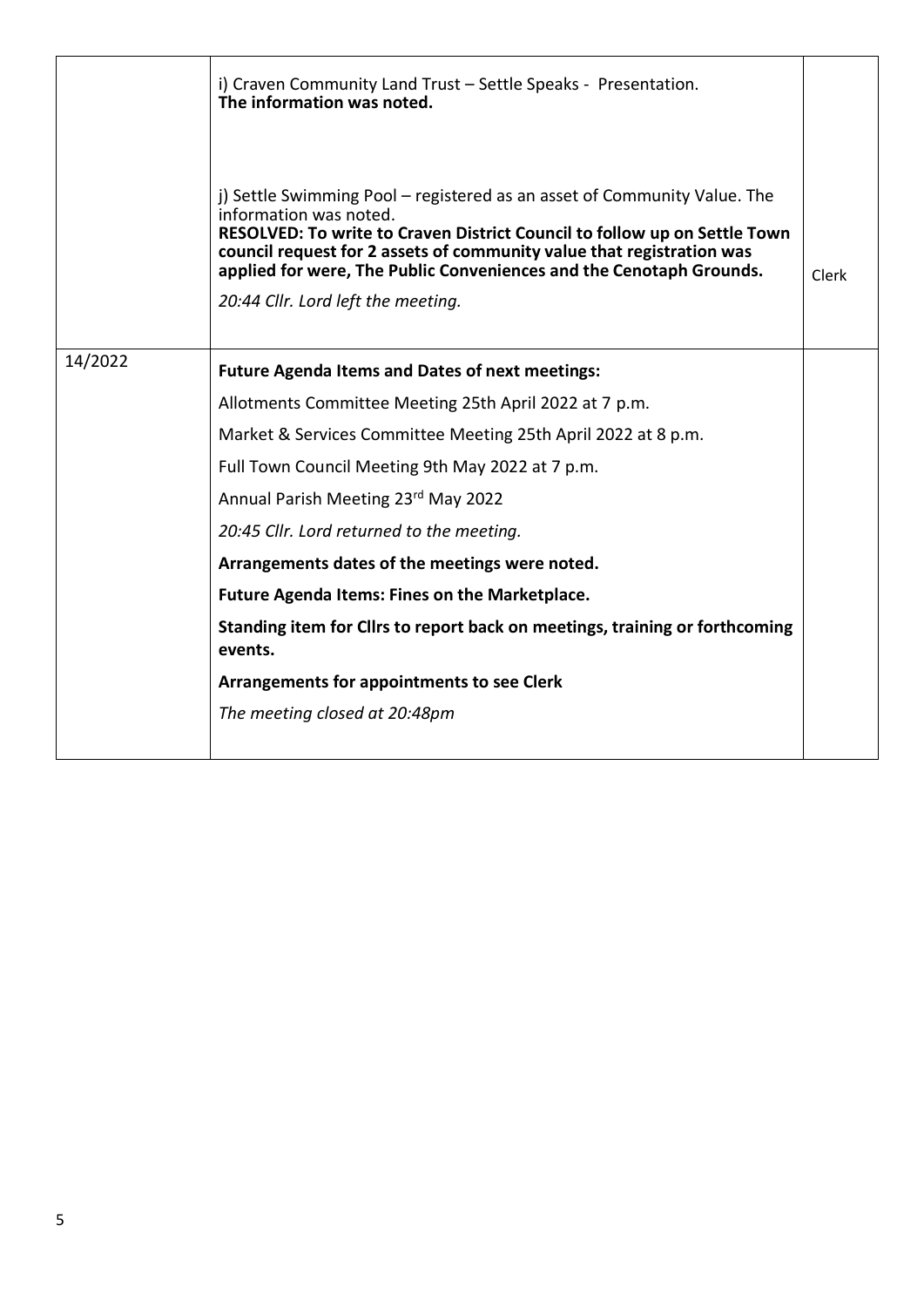| | | |
|---|---|---|
| | i) Craven Community Land Trust – Settle Speaks - Presentation.<br>**The information was noted.**<br><br>j) Settle Swimming Pool – registered as an asset of Community Value. The information was noted.<br>**RESOLVED: To write to Craven District Council to follow up on Settle Town council request for 2 assets of community value that registration was applied for were, The Public Conveniences and the Cenotaph Grounds.**<br>*20:44 Cllr. Lord left the meeting.* | Clerk |
| 14/2022 | **Future Agenda Items and Dates of next meetings:**<br>Allotments Committee Meeting 25th April 2022 at 7 p.m.<br>Market & Services Committee Meeting 25th April 2022 at 8 p.m.<br>Full Town Council Meeting 9th May 2022 at 7 p.m.<br>Annual Parish Meeting 23rd May 2022<br>*20:45 Cllr. Lord returned to the meeting.*<br>**Arrangements dates of the meetings were noted.**<br>**Future Agenda Items: Fines on the Marketplace.**<br>**Standing item for Cllrs to report back on meetings, training or forthcoming events.**<br>**Arrangements for appointments to see Clerk**<br>*The meeting closed at 20:48pm* | |